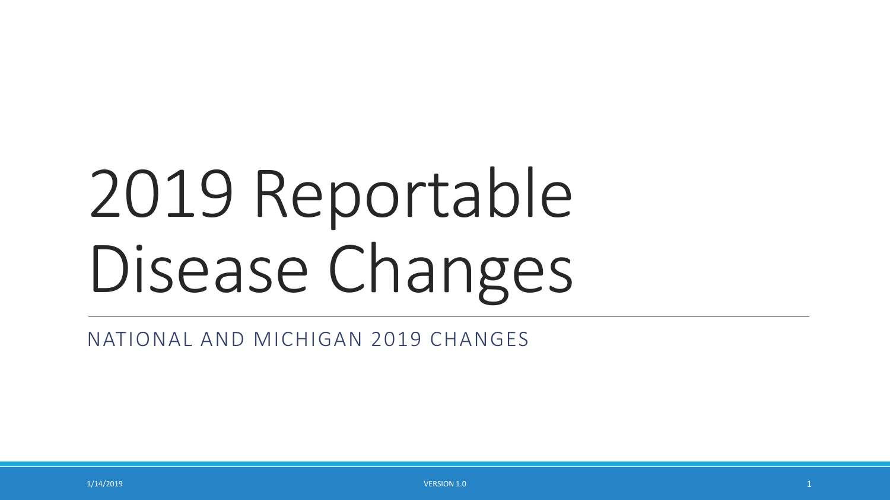# 2019 Reportable Disease Changes

NATIONAL AND MICHIGAN 2019 CHANGES

1/14/2019

VERSION 1.0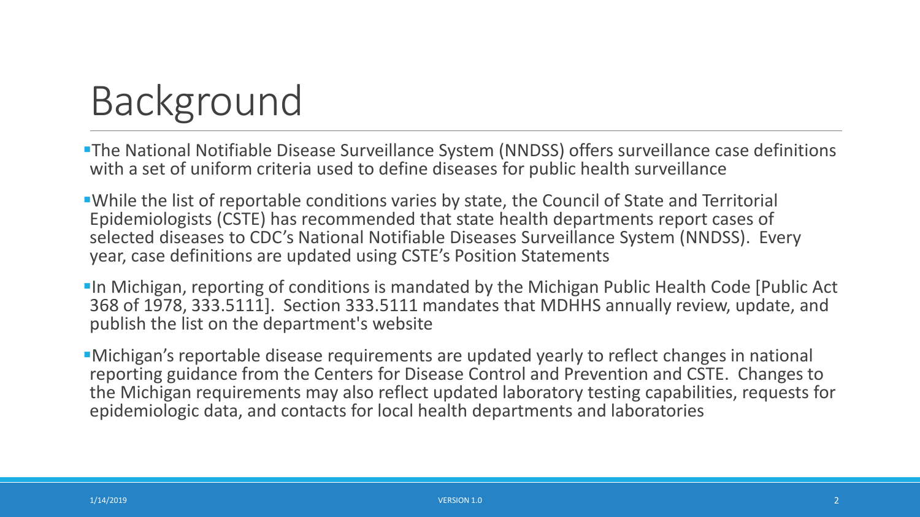# Background

- The National Notifiable Disease Surveillance System (NNDSS) offers surveillance case definitions with a set of uniform criteria used to define diseases for public health surveillance
- While the list of reportable conditions varies by state, the Council of State and Territorial Epidemiologists (CSTE) has recommended that state health departments report cases of selected diseases to CDC's National Notifiable Diseases Surveillance System (NNDSS). Every year, case definitions are updated using CSTE's Position Statements
- In Michigan, reporting of conditions is mandated by the Michigan Public Health Code [Public Act 368 of 1978, 333.5111]. Section 333.5111 mandates that MDHHS annually review, update, and publish the list on the department's website
- Michigan's reportable disease requirements are updated yearly to reflect changes in national reporting guidance from the Centers for Disease Control and Prevention and CSTE. Changes to the Michigan requirements may also reflect updated laboratory testing capabilities, requests for epidemiologic data, and contacts for local health departments and laboratories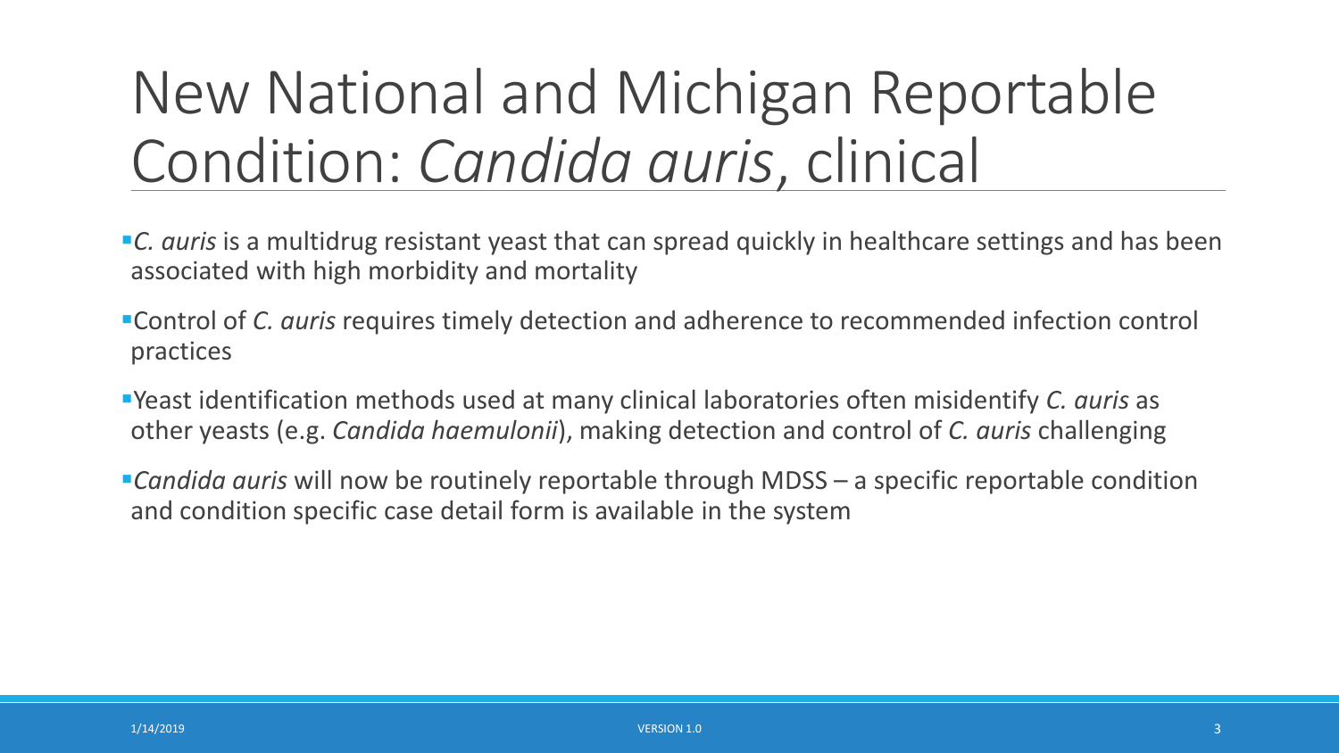# New National and Michigan Reportable Condition: *Candida auris*, clinical

- *C. auris* is a multidrug resistant yeast that can spread quickly in healthcare settings and has been associated with high morbidity and mortality
- Control of *C. auris* requires timely detection and adherence to recommended infection control practices
- Yeast identification methods used at many clinical laboratories often misidentify *C. auris* as other yeasts (e.g. *Candida haemulonii*), making detection and control of *C. auris* challenging
- *Candida auris* will now be routinely reportable through MDSS – a specific reportable condition and condition specific case detail form is available in the system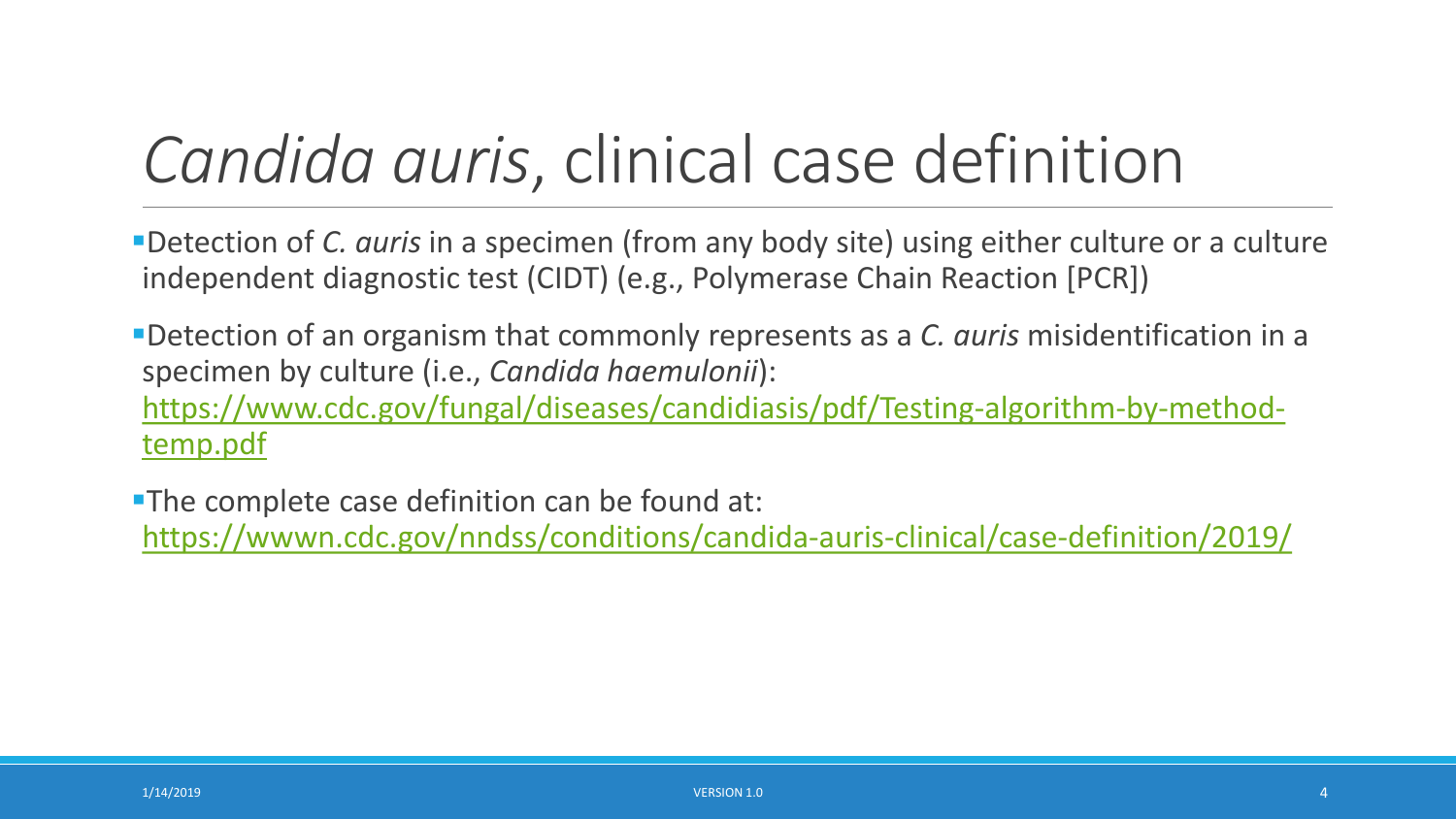# *Candida auris*, clinical case definition

- Detection of *C. auris* in a specimen (from any body site) using either culture or a culture independent diagnostic test (CIDT) (e.g., Polymerase Chain Reaction [PCR])
- Detection of an organism that commonly represents as a *C. auris* misidentification in a specimen by culture (i.e., *Candida haemulonii*): https://www.cdc.gov/fungal/diseases/candidiasis/pdf/Testing-algorithm-by-method-temp.pdf
- The complete case definition can be found at: https://wwwn.cdc.gov/nndss/conditions/candida-auris-clinical/case-definition/2019/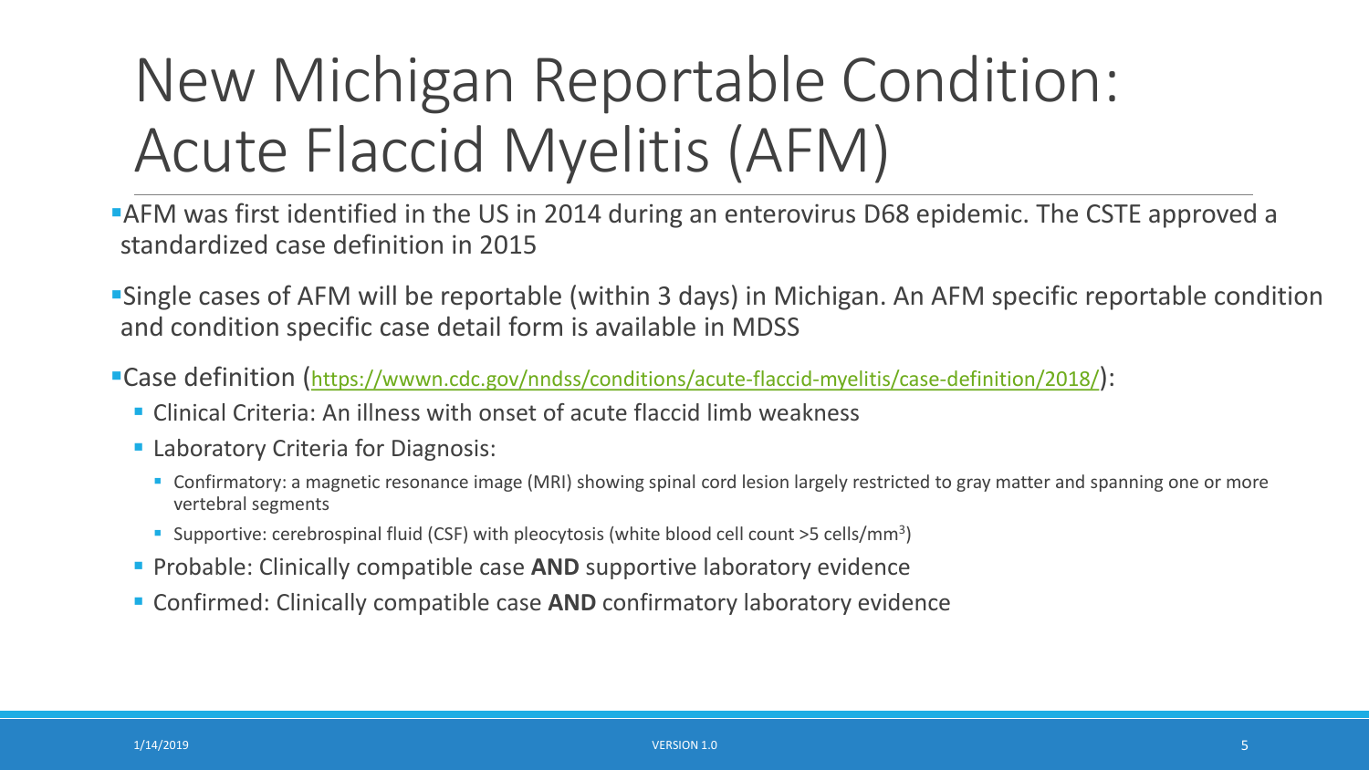# New Michigan Reportable Condition: Acute Flaccid Myelitis (AFM)

- AFM was first identified in the US in 2014 during an enterovirus D68 epidemic. The CSTE approved a standardized case definition in 2015
- Single cases of AFM will be reportable (within 3 days) in Michigan. An AFM specific reportable condition and condition specific case detail form is available in MDSS
- Case definition (https://wwwn.cdc.gov/nndss/conditions/acute-flaccid-myelitis/case-definition/2018/):
  - Clinical Criteria: An illness with onset of acute flaccid limb weakness
  - Laboratory Criteria for Diagnosis:
    - Confirmatory: a magnetic resonance image (MRI) showing spinal cord lesion largely restricted to gray matter and spanning one or more vertebral segments
    - Supportive: cerebrospinal fluid (CSF) with pleocytosis (white blood cell count >5 cells/$mm^3$)
  - Probable: Clinically compatible case **AND** supportive laboratory evidence
  - Confirmed: Clinically compatible case **AND** confirmatory laboratory evidence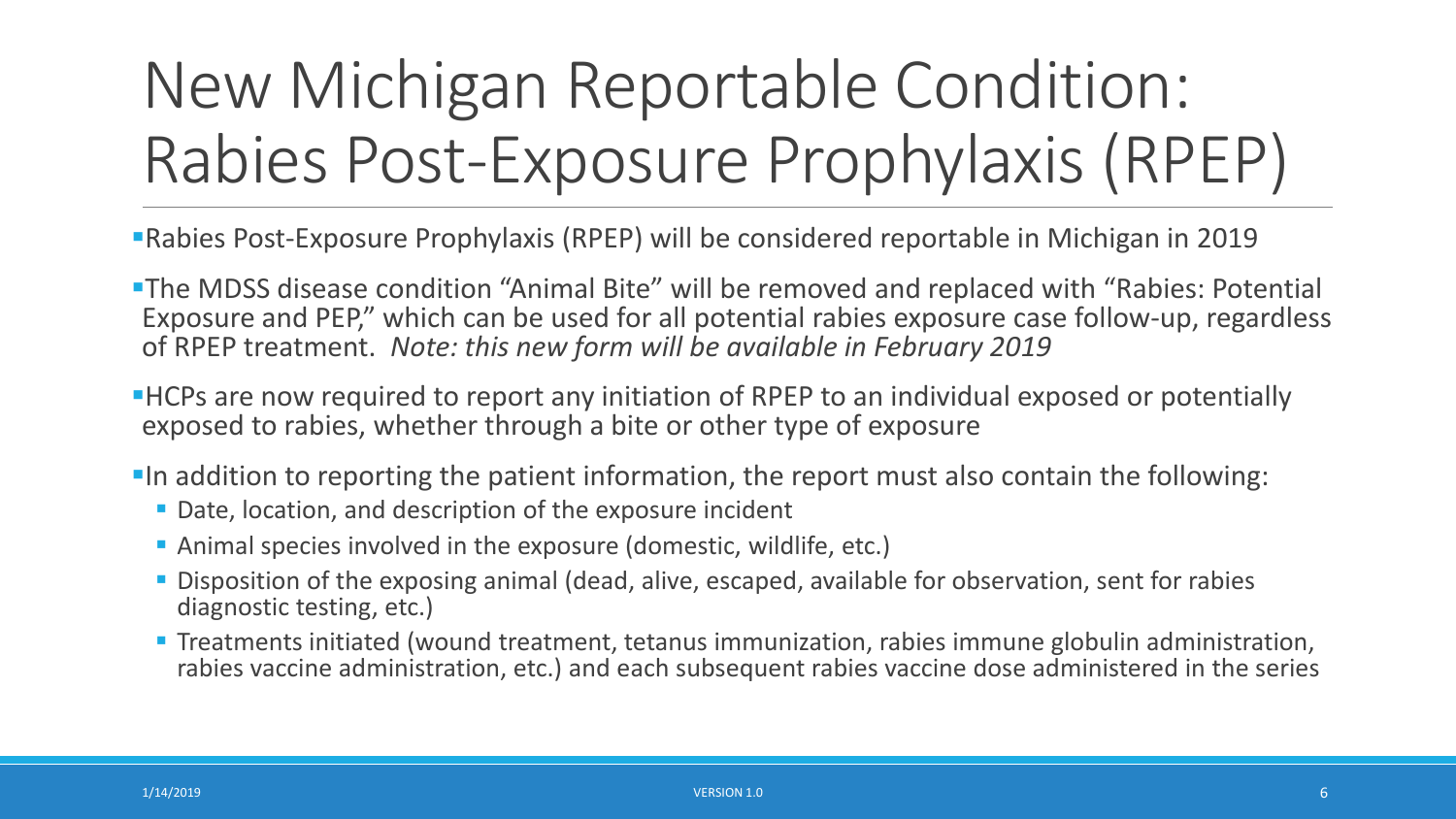# New Michigan Reportable Condition: Rabies Post-Exposure Prophylaxis (RPEP)

- Rabies Post-Exposure Prophylaxis (RPEP) will be considered reportable in Michigan in 2019
- The MDSS disease condition "Animal Bite" will be removed and replaced with "Rabies: Potential Exposure and PEP," which can be used for all potential rabies exposure case follow-up, regardless of RPEP treatment. *Note: this new form will be available in February 2019*
- HCPs are now required to report any initiation of RPEP to an individual exposed or potentially exposed to rabies, whether through a bite or other type of exposure
- In addition to reporting the patient information, the report must also contain the following:
  - Date, location, and description of the exposure incident
  - Animal species involved in the exposure (domestic, wildlife, etc.)
  - Disposition of the exposing animal (dead, alive, escaped, available for observation, sent for rabies diagnostic testing, etc.)
  - Treatments initiated (wound treatment, tetanus immunization, rabies immune globulin administration, rabies vaccine administration, etc.) and each subsequent rabies vaccine dose administered in the series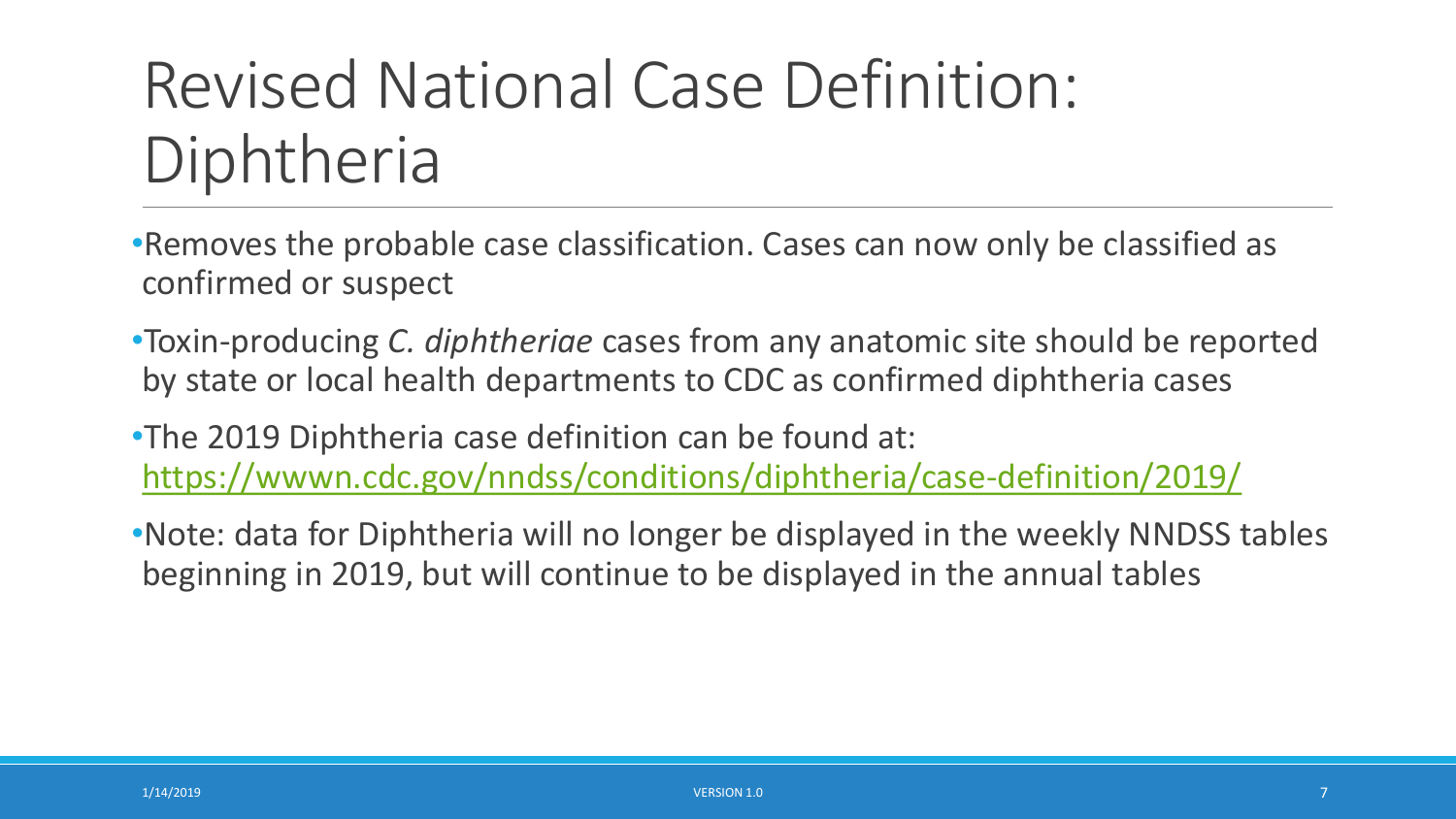# Revised National Case Definition: Diphtheria

- Removes the probable case classification. Cases can now only be classified as confirmed or suspect
- Toxin-producing *C. diphtheriae* cases from any anatomic site should be reported by state or local health departments to CDC as confirmed diphtheria cases
- The 2019 Diphtheria case definition can be found at: [https://wwwn.cdc.gov/nndss/conditions/diphtheria/case-definition/2019/](https://wwwn.cdc.gov/nndss/conditions/diphtheria/case-definition/2019/)
- Note: data for Diphtheria will no longer be displayed in the weekly NNDSS tables beginning in 2019, but will continue to be displayed in the annual tables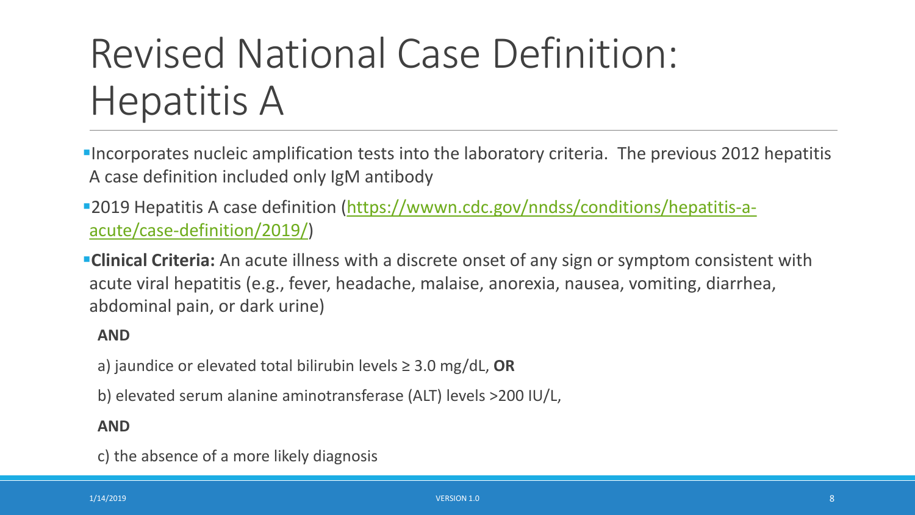# Revised National Case Definition: Hepatitis A

- Incorporates nucleic amplification tests into the laboratory criteria. The previous 2012 hepatitis A case definition included only IgM antibody
- 2019 Hepatitis A case definition ([https://wwwn.cdc.gov/nndss/conditions/hepatitis-a-acute/case-definition/2019/](https://wwwn.cdc.gov/nndss/conditions/hepatitis-a-acute/case-definition/2019/))
- **Clinical Criteria:** An acute illness with a discrete onset of any sign or symptom consistent with acute viral hepatitis (e.g., fever, headache, malaise, anorexia, nausea, vomiting, diarrhea, abdominal pain, or dark urine)

  **AND**

  a) jaundice or elevated total bilirubin levels ≥ 3.0 mg/dL, **OR**

  b) elevated serum alanine aminotransferase (ALT) levels >200 IU/L,

  **AND**

  c) the absence of a more likely diagnosis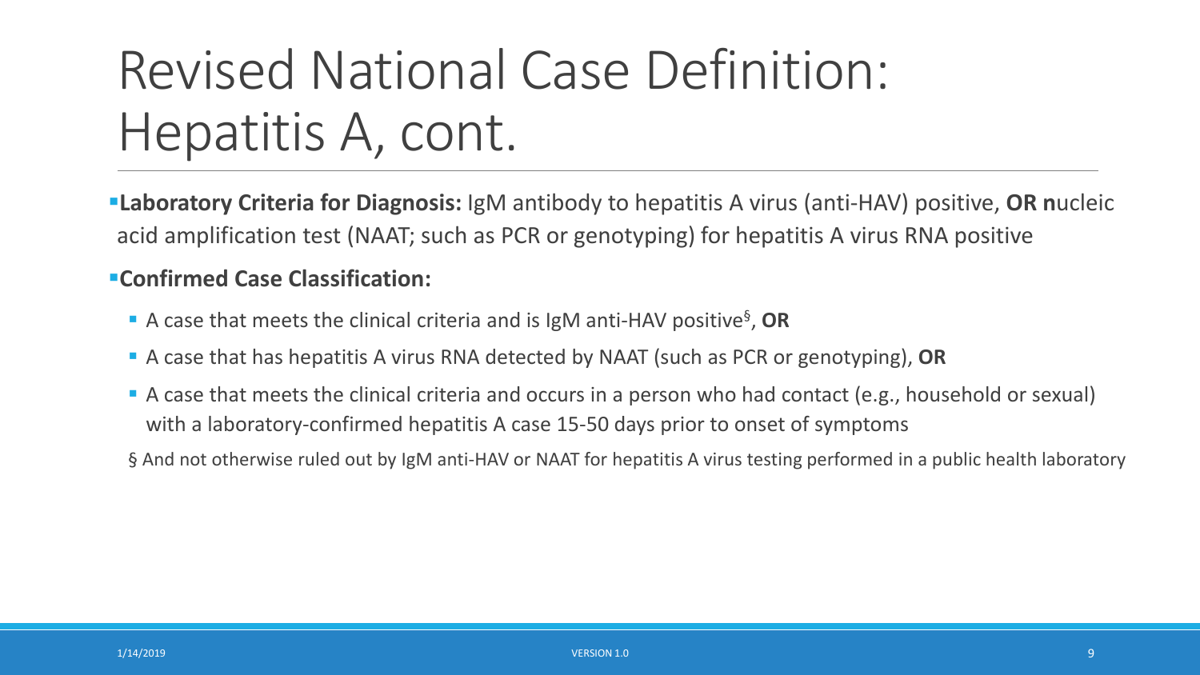# Revised National Case Definition: Hepatitis A, cont.

- **Laboratory Criteria for Diagnosis:** IgM antibody to hepatitis A virus (anti-HAV) positive, **OR n**ucleic acid amplification test (NAAT; such as PCR or genotyping) for hepatitis A virus RNA positive
- **Confirmed Case Classification:**
  - A case that meets the clinical criteria and is IgM anti-HAV positive[§], **OR**
  - A case that has hepatitis A virus RNA detected by NAAT (such as PCR or genotyping), **OR**
  - A case that meets the clinical criteria and occurs in a person who had contact (e.g., household or sexual) with a laboratory-confirmed hepatitis A case 15-50 days prior to onset of symptoms

§ And not otherwise ruled out by IgM anti-HAV or NAAT for hepatitis A virus testing performed in a public health laboratory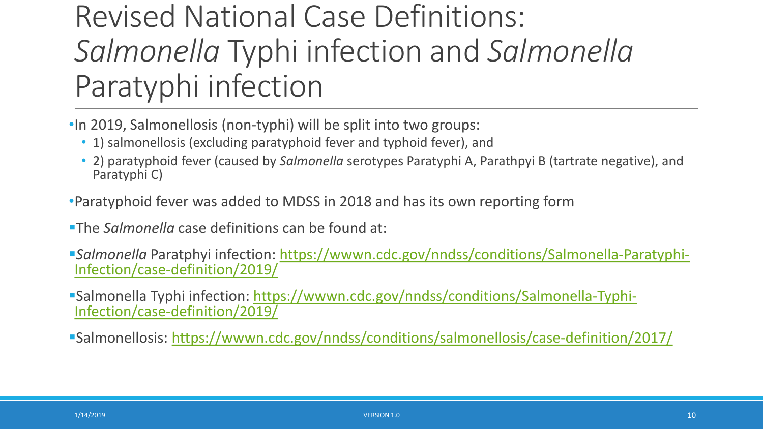# Revised National Case Definitions: *Salmonella* Typhi infection and *Salmonella* Paratyphi infection

- In 2019, Salmonellosis (non-typhi) will be split into two groups:
  - 1) salmonellosis (excluding paratyphoid fever and typhoid fever), and
  - 2) paratyphoid fever (caused by *Salmonella* serotypes Paratyphi A, Parathpyi B (tartrate negative), and Paratyphi C)
- Paratyphoid fever was added to MDSS in 2018 and has its own reporting form
- The *Salmonella* case definitions can be found at:
- *Salmonella* Paratphyi infection: https://wwwn.cdc.gov/nndss/conditions/Salmonella-Paratyphi-Infection/case-definition/2019/
- Salmonella Typhi infection: https://wwwn.cdc.gov/nndss/conditions/Salmonella-Typhi-Infection/case-definition/2019/
- Salmonellosis: https://wwwn.cdc.gov/nndss/conditions/salmonellosis/case-definition/2017/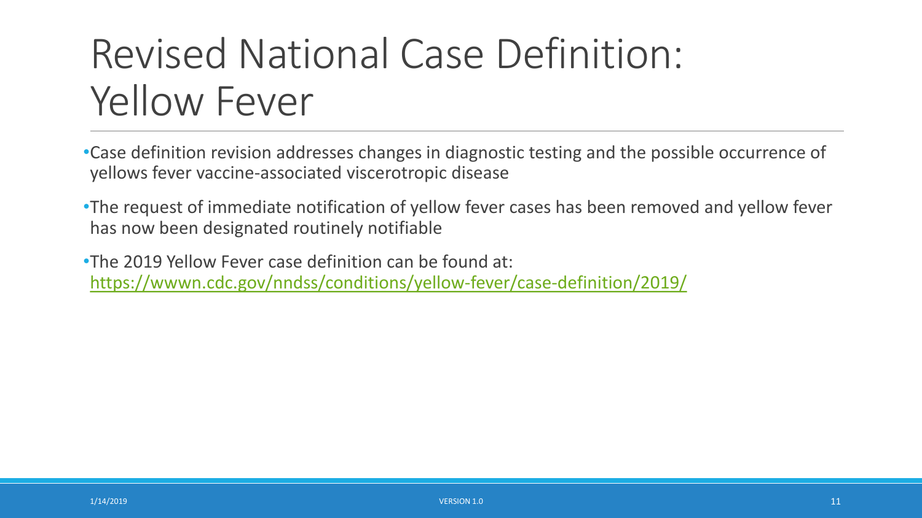# Revised National Case Definition: Yellow Fever

- Case definition revision addresses changes in diagnostic testing and the possible occurrence of yellows fever vaccine-associated viscerotropic disease
- The request of immediate notification of yellow fever cases has been removed and yellow fever has now been designated routinely notifiable
- The 2019 Yellow Fever case definition can be found at: [https://wwwn.cdc.gov/nndss/conditions/yellow-fever/case-definition/2019/](https://wwwn.cdc.gov/nndss/conditions/yellow-fever/case-definition/2019/)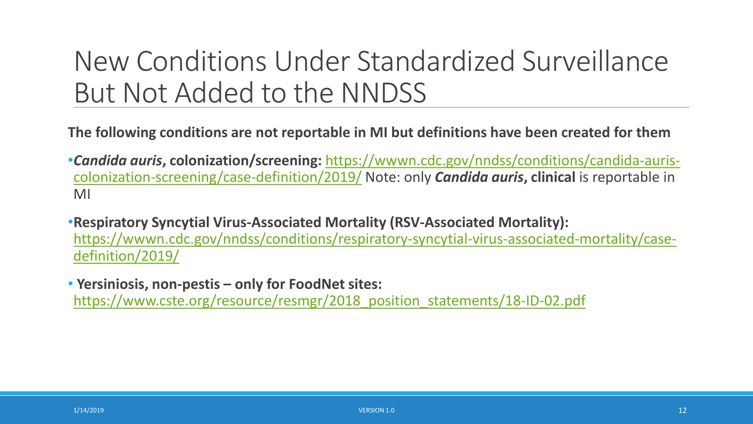# New Conditions Under Standardized Surveillance But Not Added to the NNDSS

**The following conditions are not reportable in MI but definitions have been created for them**

- ***Candida auris*, colonization/screening:** https://wwwn.cdc.gov/nndss/conditions/candida-auris-colonization-screening/case-definition/2019/ Note: only ***Candida auris*, clinical** is reportable in MI
- **Respiratory Syncytial Virus-Associated Mortality (RSV-Associated Mortality):** https://wwwn.cdc.gov/nndss/conditions/respiratory-syncytial-virus-associated-mortality/case-definition/2019/
- **Yersiniosis, non-pestis – only for FoodNet sites:** https://www.cste.org/resource/resmgr/2018_position_statements/18-ID-02.pdf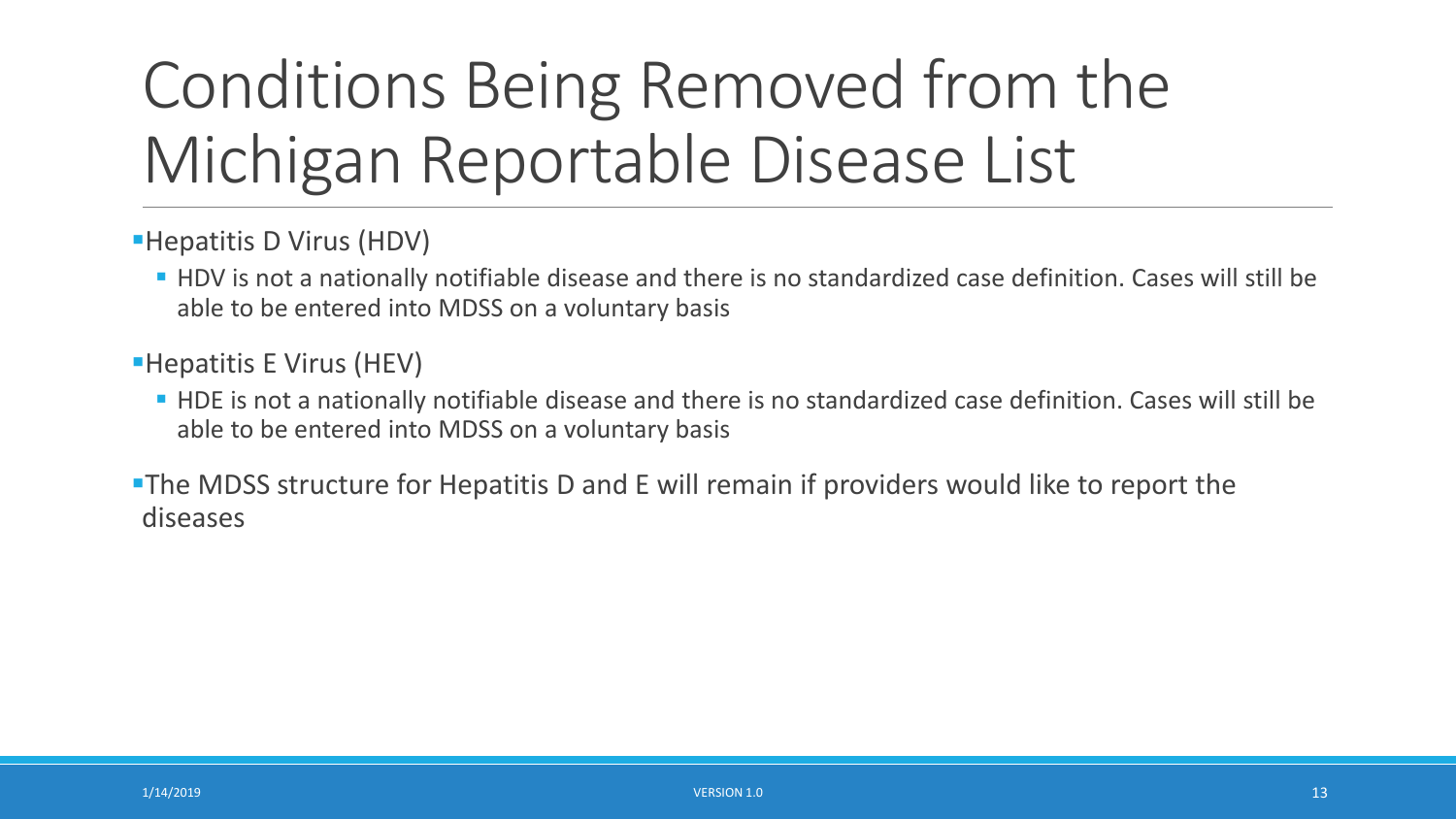# Conditions Being Removed from the Michigan Reportable Disease List

- Hepatitis D Virus (HDV)
  - HDV is not a nationally notifiable disease and there is no standardized case definition. Cases will still be able to be entered into MDSS on a voluntary basis
- Hepatitis E Virus (HEV)
  - HDE is not a nationally notifiable disease and there is no standardized case definition. Cases will still be able to be entered into MDSS on a voluntary basis
- The MDSS structure for Hepatitis D and E will remain if providers would like to report the diseases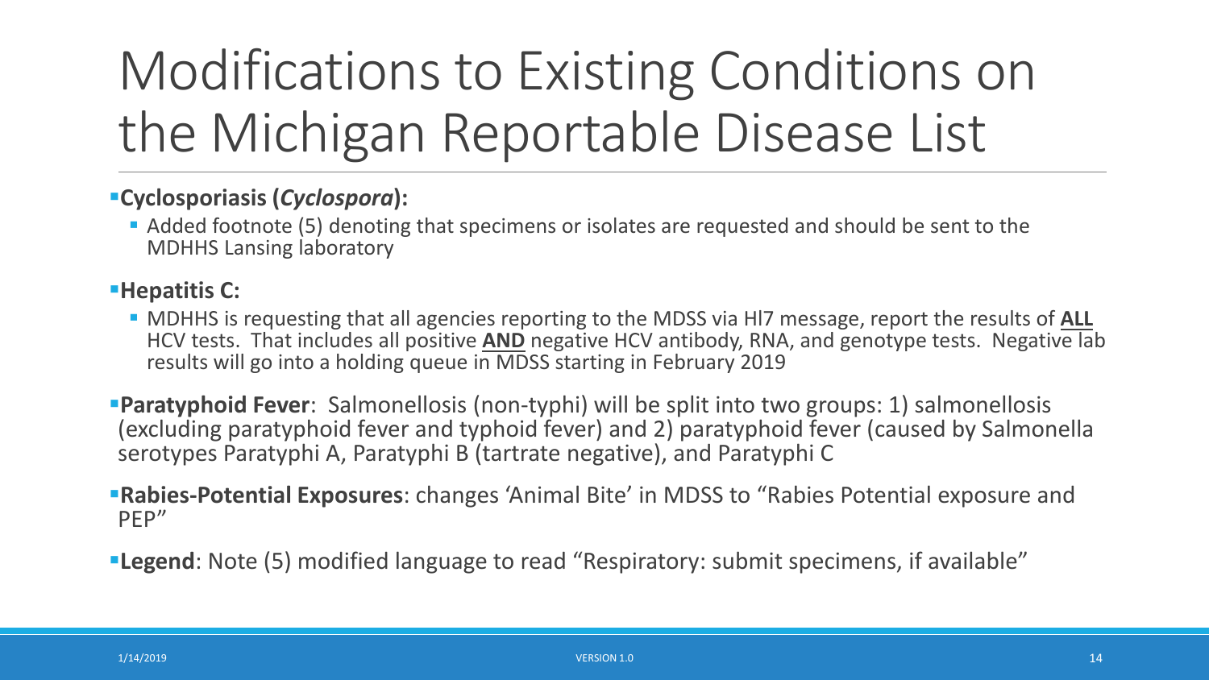# Modifications to Existing Conditions on the Michigan Reportable Disease List

- **Cyclosporiasis (*Cyclospora*):**
  - Added footnote (5) denoting that specimens or isolates are requested and should be sent to the MDHHS Lansing laboratory
- **Hepatitis C:**
  - MDHHS is requesting that all agencies reporting to the MDSS via Hl7 message, report the results of **ALL** HCV tests. That includes all positive **AND** negative HCV antibody, RNA, and genotype tests. Negative lab results will go into a holding queue in MDSS starting in February 2019
- **Paratyphoid Fever**: Salmonellosis (non-typhi) will be split into two groups: 1) salmonellosis (excluding paratyphoid fever and typhoid fever) and 2) paratyphoid fever (caused by Salmonella serotypes Paratyphi A, Paratyphi B (tartrate negative), and Paratyphi C
- **Rabies-Potential Exposures**: changes 'Animal Bite' in MDSS to "Rabies Potential exposure and PEP"
- **Legend**: Note (5) modified language to read "Respiratory: submit specimens, if available"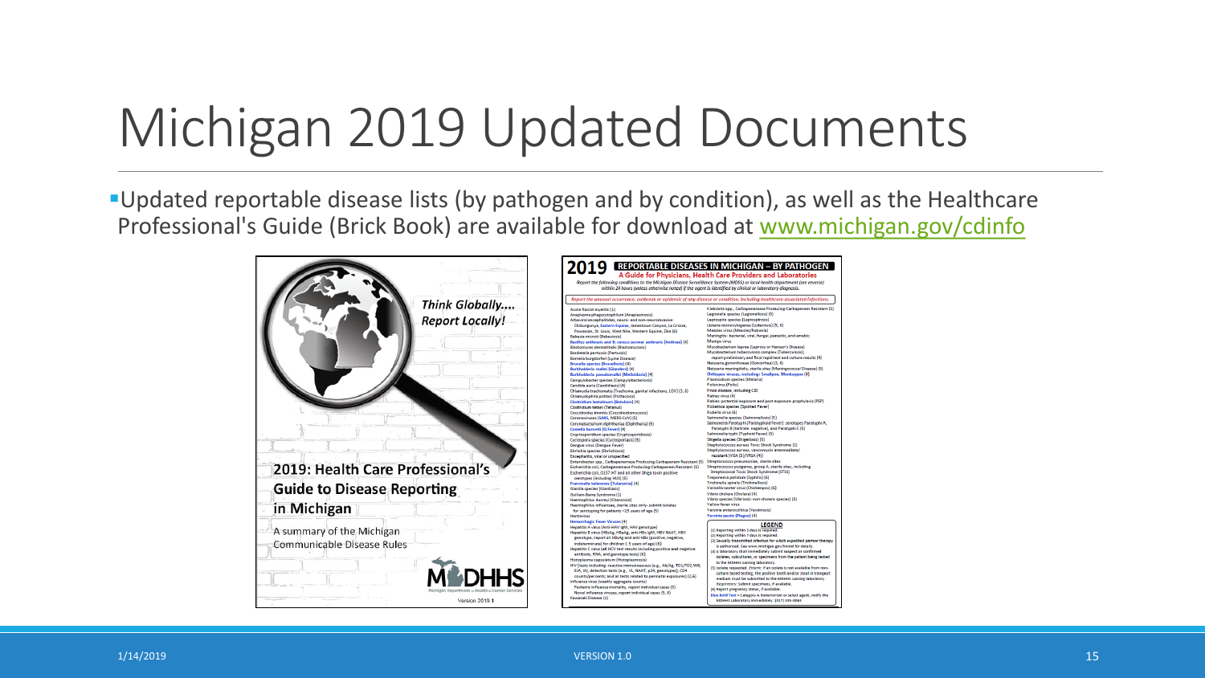# Michigan 2019 Updated Documents

- Updated reportable disease lists (by pathogen and by condition), as well as the Healthcare Professional's Guide (Brick Book) are available for download at [www.michigan.gov/cdinfo](www.michigan.gov/cdinfo)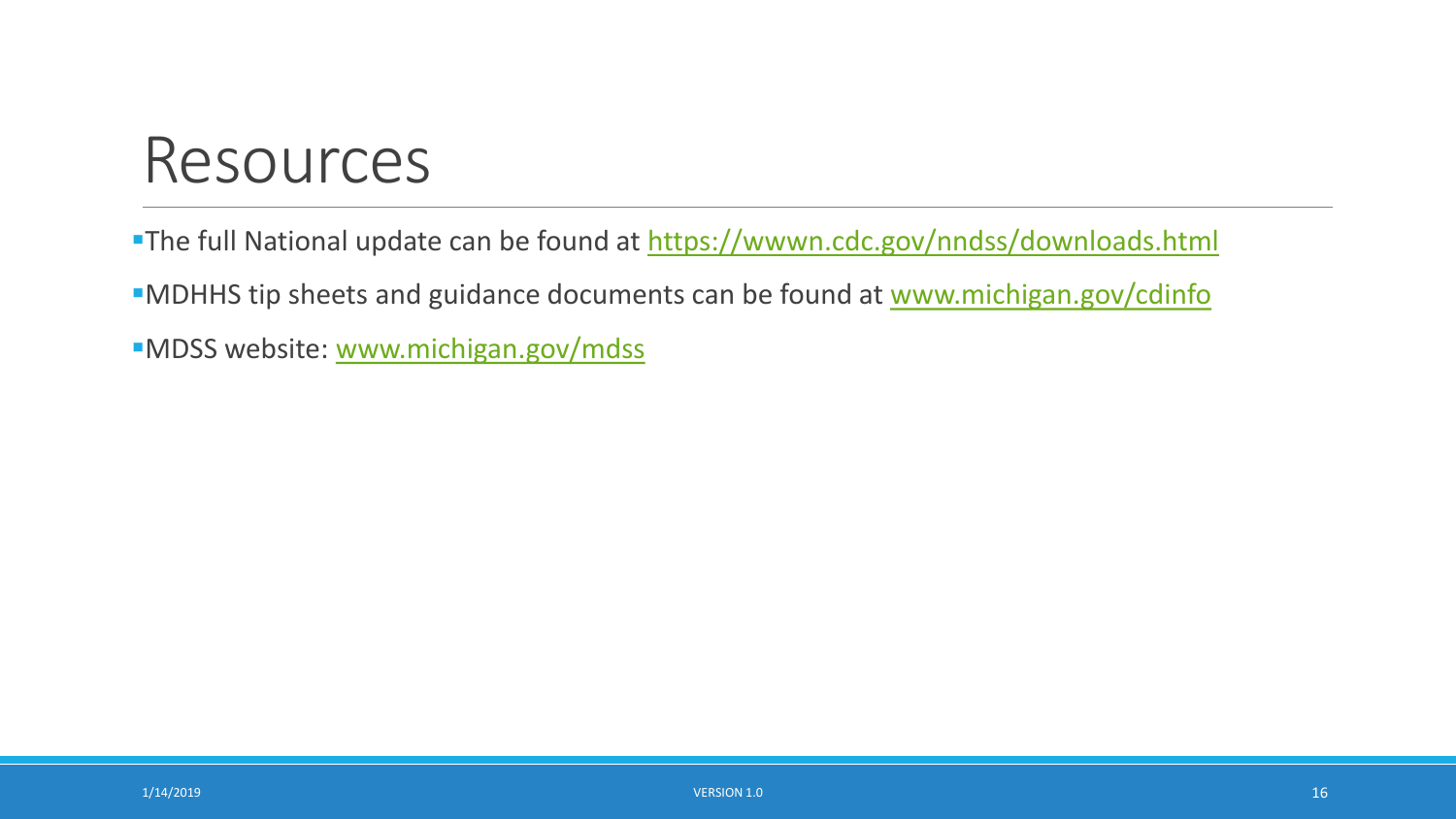# Resources

- The full National update can be found at [https://wwwn.cdc.gov/nndss/downloads.html](https://wwwn.cdc.gov/nndss/downloads.html)
- MDHHS tip sheets and guidance documents can be found at [www.michigan.gov/cdinfo](http://www.michigan.gov/cdinfo)
- MDSS website: [www.michigan.gov/mdss](http://www.michigan.gov/mdss)